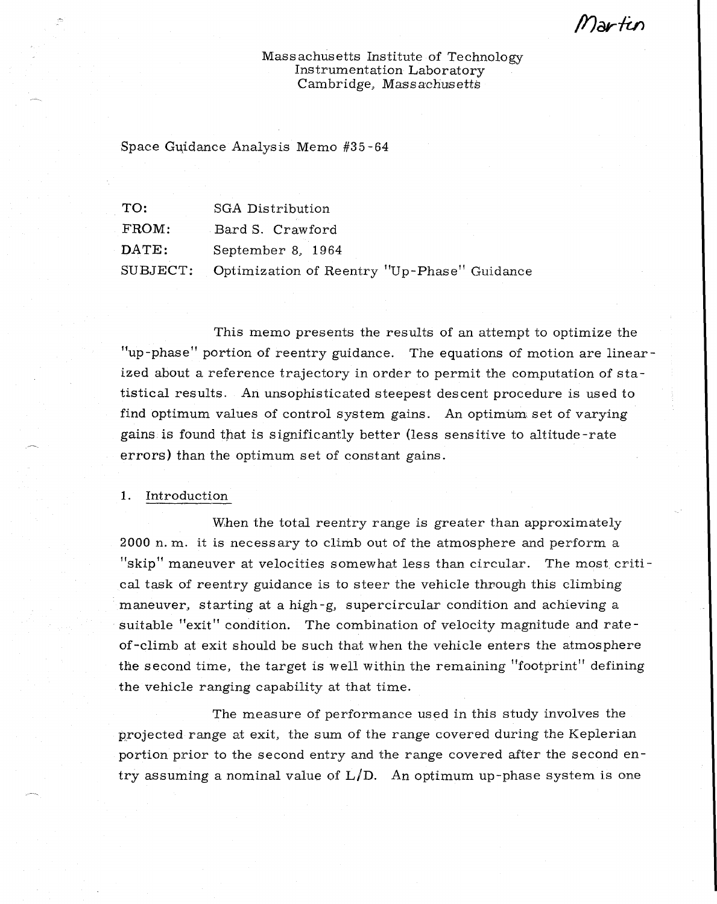Martin

Massachusetts Institute of Technology
Instrumentation Laboratory
Cambridge, Massachusetts

Space Guidance Analysis Memo #35-64

| | |
|---|---|
| TO: | SGA Distribution |
| FROM: | Bard S. Crawford |
| DATE: | September 8, 1964 |
| SUBJECT: | Optimization of Reentry "Up-Phase" Guidance |

This memo presents the results of an attempt to optimize the "up-phase" portion of reentry guidance. The equations of motion are linearized about a reference trajectory in order to permit the computation of statistical results. An unsophisticated steepest descent procedure is used to find optimum values of control system gains. An optimum set of varying gains is found that is significantly better (less sensitive to altitude-rate errors) than the optimum set of constant gains.

## 1. Introduction

When the total reentry range is greater than approximately 2000 n. m. it is necessary to climb out of the atmosphere and perform a "skip" maneuver at velocities somewhat less than circular. The most critical task of reentry guidance is to steer the vehicle through this climbing maneuver, starting at a high-g, supercircular condition and achieving a suitable "exit" condition. The combination of velocity magnitude and rate-of-climb at exit should be such that when the vehicle enters the atmosphere the second time, the target is well within the remaining "footprint" defining the vehicle ranging capability at that time.

The measure of performance used in this study involves the projected range at exit, the sum of the range covered during the Keplerian portion prior to the second entry and the range covered after the second entry assuming a nominal value of L/D. An optimum up-phase system is one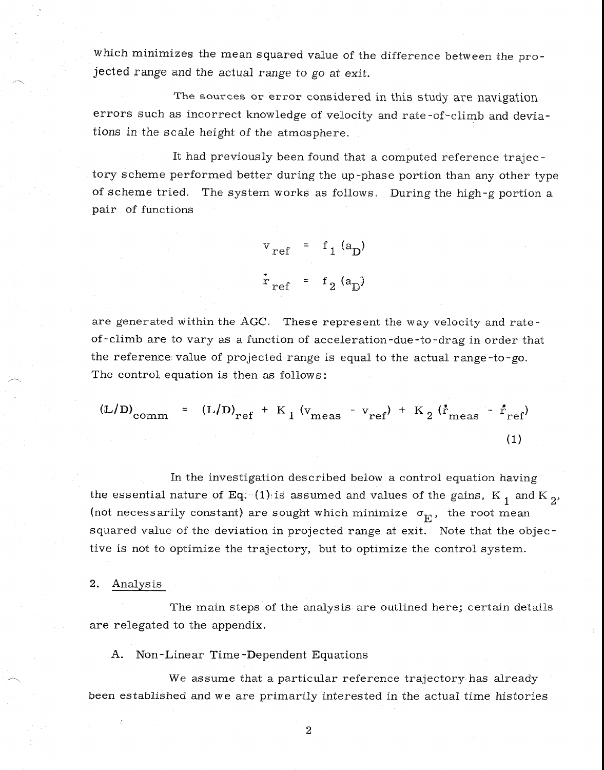which minimizes the mean squared value of the difference between the projected range and the actual range to go at exit.

The sources or error considered in this study are navigation errors such as incorrect knowledge of velocity and rate-of-climb and deviations in the scale height of the atmosphere.

It had previously been found that a computed reference trajectory scheme performed better during the up-phase portion than any other type of scheme tried. The system works as follows. During the high-g portion a pair of functions

$$v_{ref} = f_1(a_D)$$

$$\dot{r}_{ref} = f_2(a_D)$$

are generated within the AGC. These represent the way velocity and rate-of-climb are to vary as a function of acceleration-due-to-drag in order that the reference value of projected range is equal to the actual range-to-go. The control equation is then as follows:

$$(L/D)_{comm} = (L/D)_{ref} + K_1(v_{meas} - v_{ref}) + K_2(\dot{r}_{meas} - \dot{r}_{ref}) \tag{1}$$

In the investigation described below a control equation having the essential nature of Eq. (1) is assumed and values of the gains, $K_1$ and $K_2$, (not necessarily constant) are sought which minimize $\sigma_E$, the root mean squared value of the deviation in projected range at exit. Note that the objective is not to optimize the trajectory, but to optimize the control system.

## 2. Analysis

The main steps of the analysis are outlined here; certain details are relegated to the appendix.

### A. Non-Linear Time-Dependent Equations

We assume that a particular reference trajectory has already been established and we are primarily interested in the actual time histories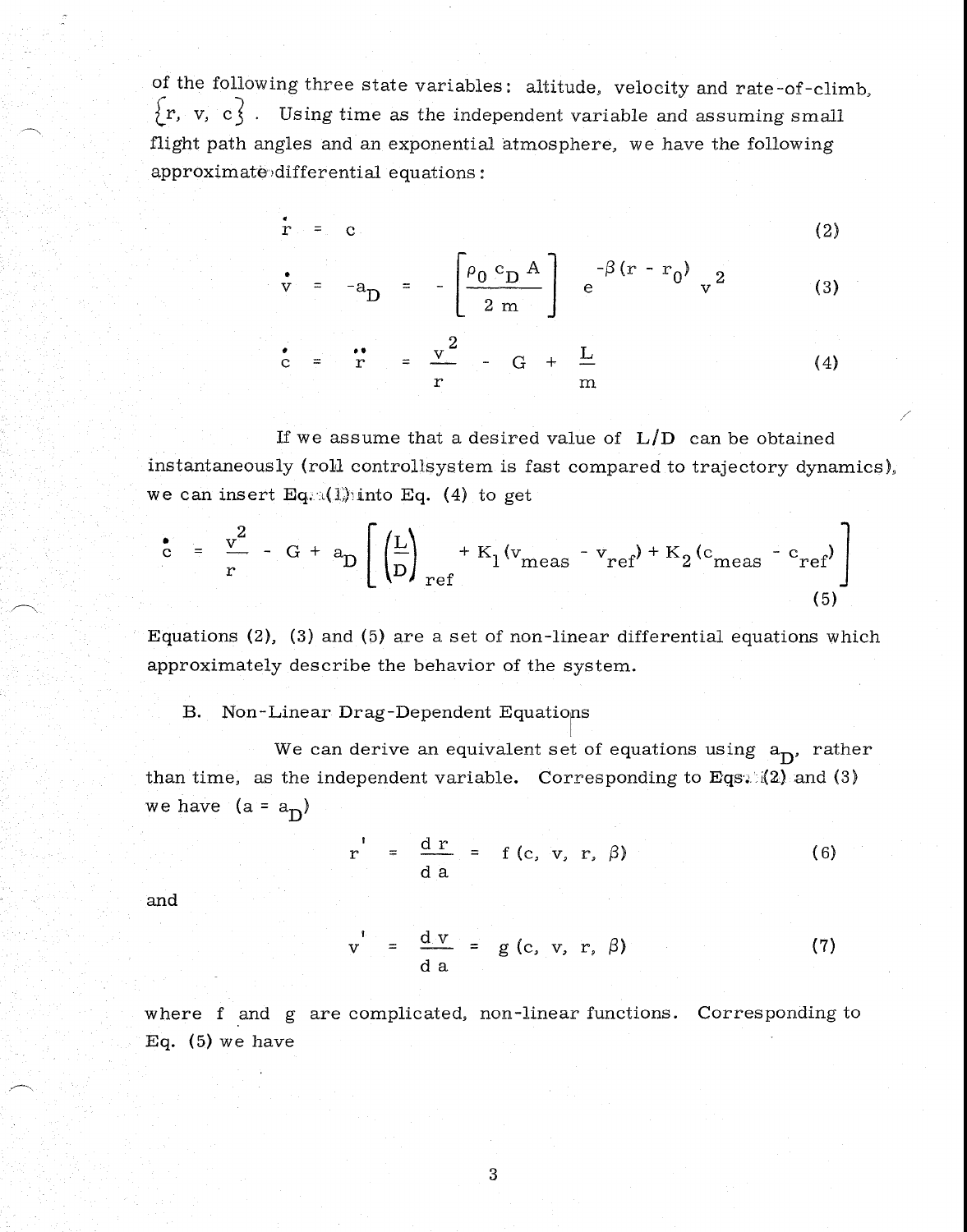of the following three state variables: altitude, velocity and rate-of-climb, $\{r, v, c\}$. Using time as the independent variable and assuming small flight path angles and an exponential atmosphere, we have the following approximate differential equations:

$$\dot{r} = c \tag{2}$$

$$\dot{v} = -a_D = -\left[\frac{\rho_0 \, c_D \, A}{2 \, m}\right] e^{-\beta(r - r_0)} \, v^2 \tag{3}$$

$$\dot{c} = \ddot{r} = \frac{v^2}{r} - G + \frac{L}{m} \tag{4}$$

If we assume that a desired value of $L/D$ can be obtained instantaneously (roll control system is fast compared to trajectory dynamics), we can insert Eq. (1) into Eq. (4) to get

$$\dot{c} = \frac{v^2}{r} - G + a_D \left[\left(\frac{L}{D}\right)_{ref} + K_1 (v_{meas} - v_{ref}) + K_2 (c_{meas} - c_{ref})\right] \tag{5}$$

Equations (2), (3) and (5) are a set of non-linear differential equations which approximately describe the behavior of the system.

B. Non-Linear Drag-Dependent Equations

We can derive an equivalent set of equations using $a_D$, rather than time, as the independent variable. Corresponding to Eqs. (2) and (3) we have $(a = a_D)$

$$r' = \frac{d\,r}{d\,a} = f\,(c, v, r, \beta) \tag{6}$$

and

$$v' = \frac{d\,v}{d\,a} = g\,(c, v, r, \beta) \tag{7}$$

where f and g are complicated, non-linear functions. Corresponding to Eq. (5) we have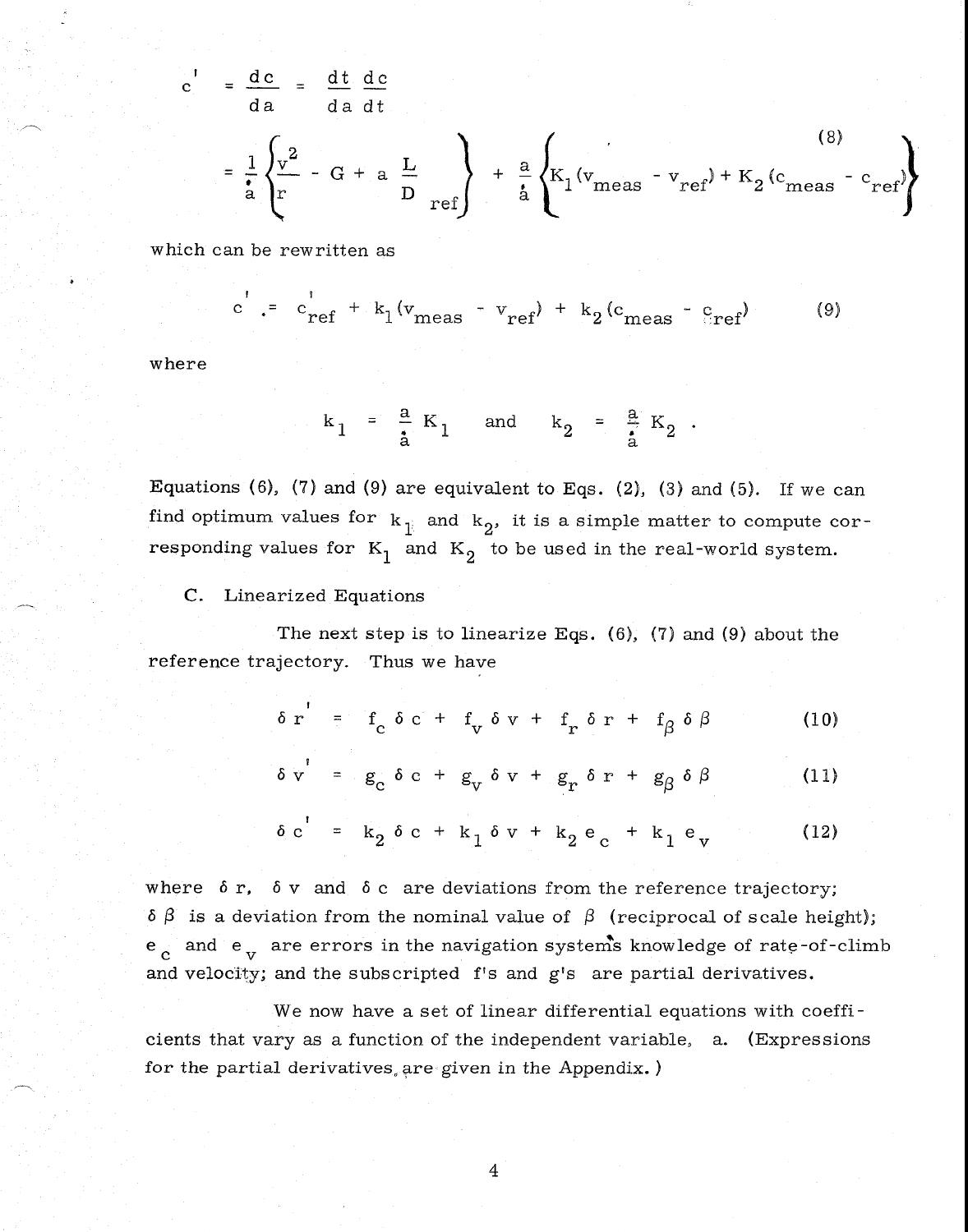$$c' = \frac{dc}{da} = \frac{dt}{da}\frac{dc}{dt}$$

$$= \frac{1}{\dot{a}}\left\{\frac{v^2}{r} - G + a\left.\frac{L}{D}\right._{ref}\right\} + \frac{a}{\dot{a}}\left\{K_1(v_{meas} - v_{ref}) + K_2(c_{meas} - c_{ref})\right\} \tag{8}$$

which can be rewritten as

$$c' = c'_{ref} + k_1(v_{meas} - v_{ref}) + k_2(c_{meas} - c_{ref}) \tag{9}$$

where

$$k_1 = \frac{a}{\dot{a}} K_1 \quad \text{and} \quad k_2 = \frac{a}{\dot{a}} K_2 .$$

Equations (6), (7) and (9) are equivalent to Eqs. (2), (3) and (5). If we can find optimum values for $k_1$ and $k_2$, it is a simple matter to compute corresponding values for $K_1$ and $K_2$ to be used in the real-world system.

C. Linearized Equations

The next step is to linearize Eqs. (6), (7) and (9) about the reference trajectory. Thus we have

$$\delta r' = f_c\,\delta c + f_v\,\delta v + f_r\,\delta r + f_\beta\,\delta\beta \tag{10}$$

$$\delta v' = g_c\,\delta c + g_v\,\delta v + g_r\,\delta r + g_\beta\,\delta\beta \tag{11}$$

$$\delta c' = k_2\,\delta c + k_1\,\delta v + k_2\,e_c + k_1\,e_v \tag{12}$$

where $\delta r$, $\delta v$ and $\delta c$ are deviations from the reference trajectory; $\delta\beta$ is a deviation from the nominal value of $\beta$ (reciprocal of scale height); $e_c$ and $e_v$ are errors in the navigation system's knowledge of rate-of-climb and velocity; and the subscripted f's and g's are partial derivatives.

We now have a set of linear differential equations with coefficients that vary as a function of the independent variable, a. (Expressions for the partial derivatives are given in the Appendix.)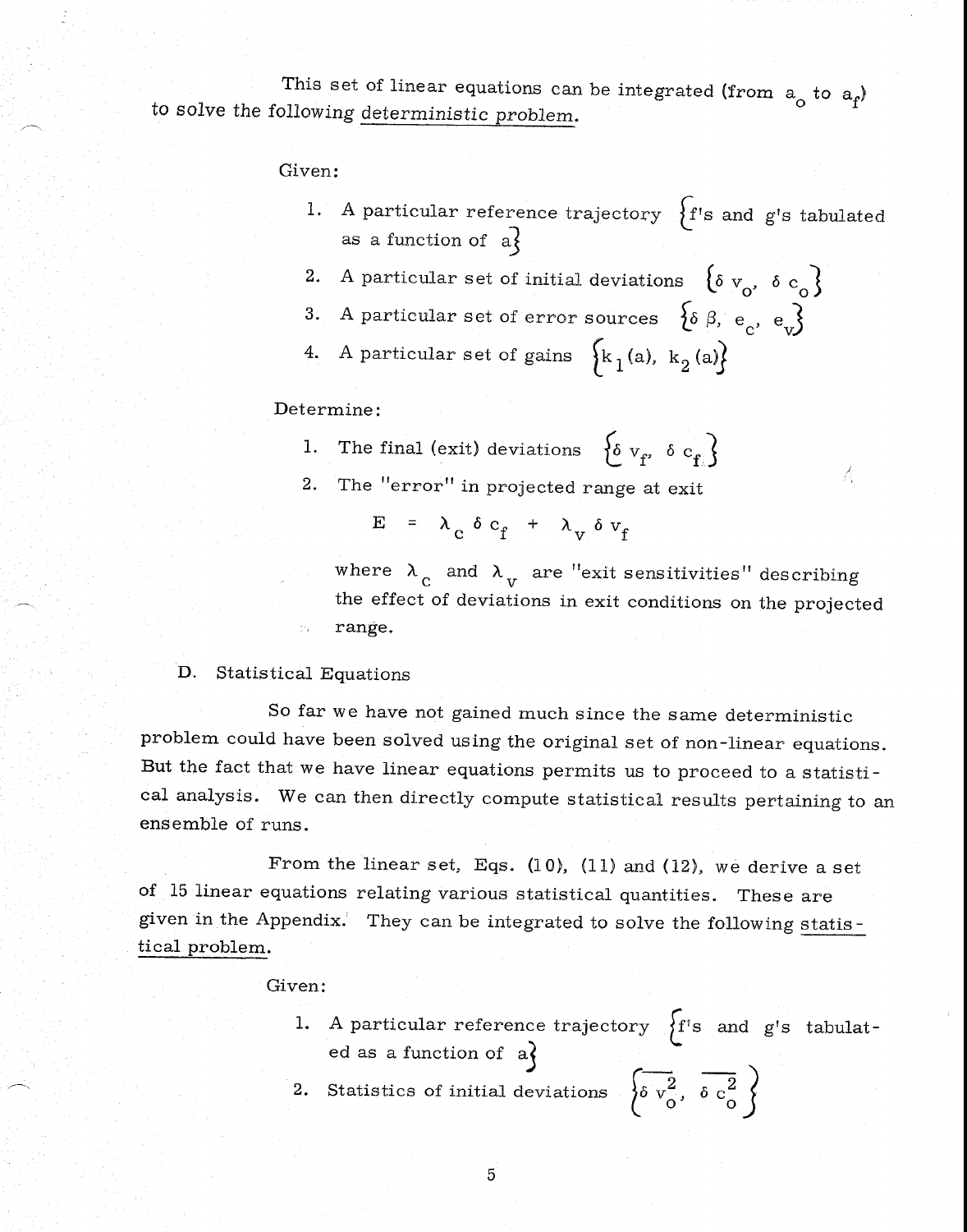This set of linear equations can be integrated (from $a_o$ to $a_f$) to solve the following <u>deterministic problem</u>.

Given:

1. A particular reference trajectory $\{$f's and g's tabulated as a function of a$\}$
2. A particular set of initial deviations $\{\delta v_o, \delta c_o\}$
3. A particular set of error sources $\{\delta \beta, e_c, e_v\}$
4. A particular set of gains $\{k_1(a), k_2(a)\}$

Determine:

1. The final (exit) deviations $\{\delta v_f, \delta c_f\}$
2. The "error" in projected range at exit

$$E = \lambda_c \delta c_f + \lambda_v \delta v_f$$

where $\lambda_c$ and $\lambda_v$ are "exit sensitivities" describing the effect of deviations in exit conditions on the projected range.

D. Statistical Equations

So far we have not gained much since the same deterministic problem could have been solved using the original set of non-linear equations. But the fact that we have linear equations permits us to proceed to a statistical analysis. We can then directly compute statistical results pertaining to an ensemble of runs.

From the linear set, Eqs. (10), (11) and (12), we derive a set of 15 linear equations relating various statistical quantities. These are given in the Appendix. They can be integrated to solve the following <u>statistical problem</u>.

Given:

1. A particular reference trajectory $\{$f's and g's tabulated as a function of a$\}$
2. Statistics of initial deviations $\left\{\overline{\delta v_o^2}, \overline{\delta c_o^2}\right\}$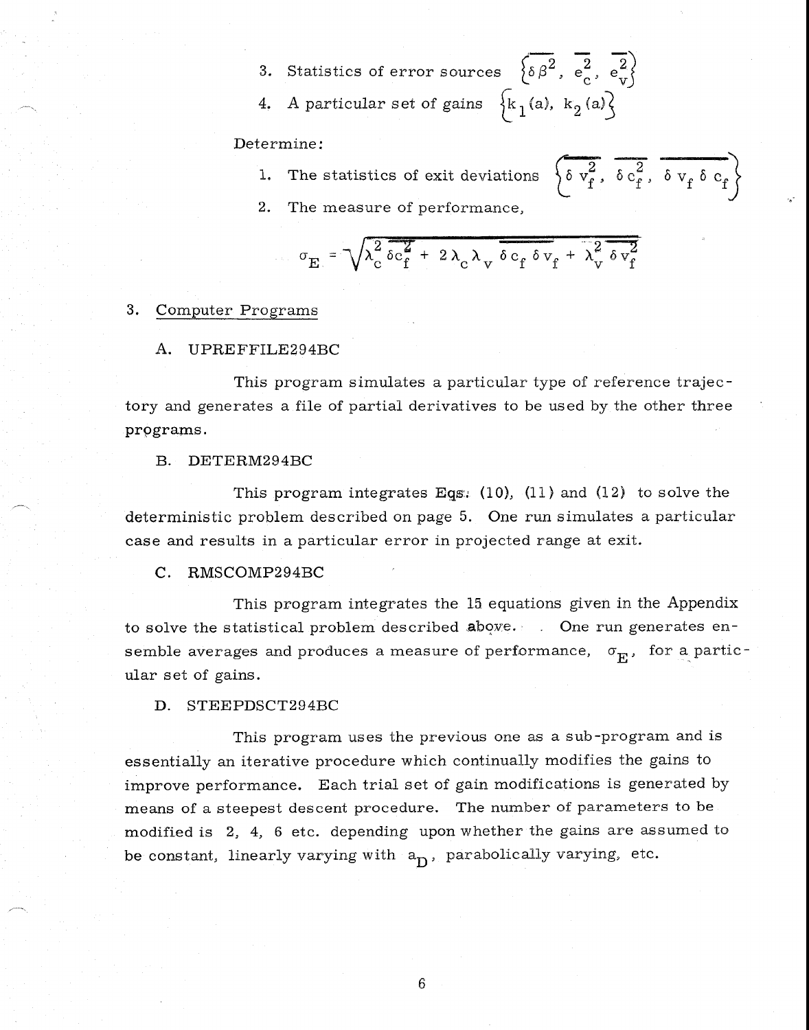3. Statistics of error sources $\left\{\overline{\delta\beta^2},\ \overline{e_c^2},\ \overline{e_v^2}\right\}$

4. A particular set of gains $\left\{k_1(a),\ k_2(a)\right\}$

Determine:

1. The statistics of exit deviations $\left\{\overline{\delta v_f^2},\ \overline{\delta c_f^2},\ \overline{\delta v_f\, \delta c_f}\right\}$

2. The measure of performance,

$$\sigma_E = \sqrt{\lambda_c^2\, \overline{\delta c_f^2} + 2\lambda_c \lambda_v\, \overline{\delta c_f\, \delta v_f} + \lambda_v^2\, \overline{\delta v_f^2}}$$

## 3. Computer Programs

### A. UPREFFILE294BC

This program simulates a particular type of reference trajectory and generates a file of partial derivatives to be used by the other three programs.

### B. DETERM294BC

This program integrates Eqs. (10), (11) and (12) to solve the deterministic problem described on page 5. One run simulates a particular case and results in a particular error in projected range at exit.

### C. RMSCOMP294BC

This program integrates the 15 equations given in the Appendix to solve the statistical problem described above. One run generates ensemble averages and produces a measure of performance, $\sigma_E$, for a particular set of gains.

### D. STEEPDSCT294BC

This program uses the previous one as a sub-program and is essentially an iterative procedure which continually modifies the gains to improve performance. Each trial set of gain modifications is generated by means of a steepest descent procedure. The number of parameters to be modified is 2, 4, 6 etc. depending upon whether the gains are assumed to be constant, linearly varying with $a_D$, parabolically varying, etc.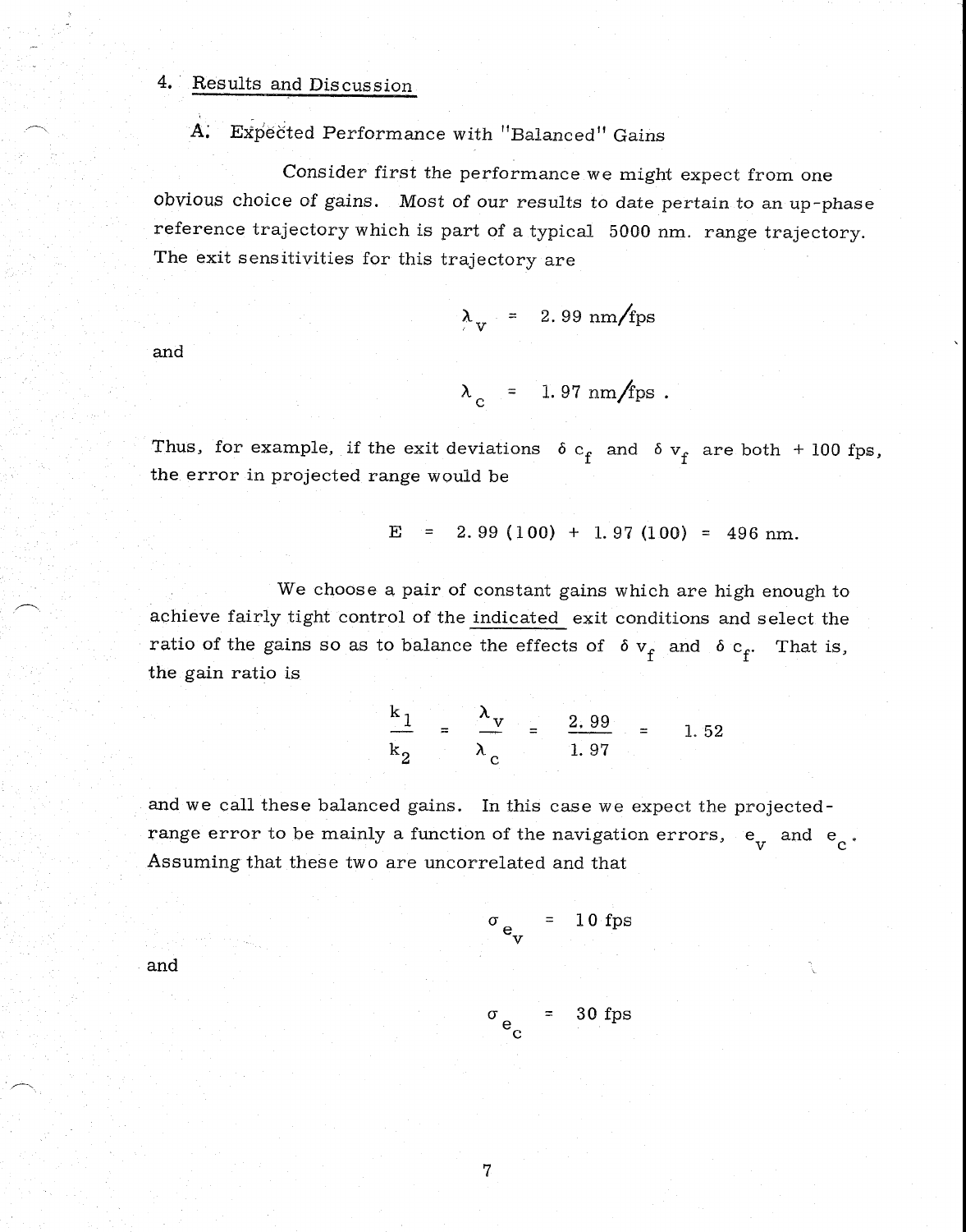## 4. Results and Discussion

### A. Expected Performance with "Balanced" Gains

Consider first the performance we might expect from one obvious choice of gains. Most of our results to date pertain to an up-phase reference trajectory which is part of a typical 5000 nm. range trajectory. The exit sensitivities for this trajectory are

$$\lambda_v = 2.99 \text{ nm/fps}$$

and

$$\lambda_c = 1.97 \text{ nm/fps} .$$

Thus, for example, if the exit deviations $\delta c_f$ and $\delta v_f$ are both + 100 fps, the error in projected range would be

$$E = 2.99 (100) + 1.97 (100) = 496 \text{ nm.}$$

We choose a pair of constant gains which are high enough to achieve fairly tight control of the indicated exit conditions and select the ratio of the gains so as to balance the effects of $\delta v_f$ and $\delta c_f$. That is, the gain ratio is

$$\frac{k_1}{k_2} = \frac{\lambda_v}{\lambda_c} = \frac{2.99}{1.97} = 1.52$$

and we call these balanced gains. In this case we expect the projected-range error to be mainly a function of the navigation errors, $e_v$ and $e_c$. Assuming that these two are uncorrelated and that

$$\sigma_{e_v} = 10 \text{ fps}$$

and

$$\sigma_{e_c} = 30 \text{ fps}$$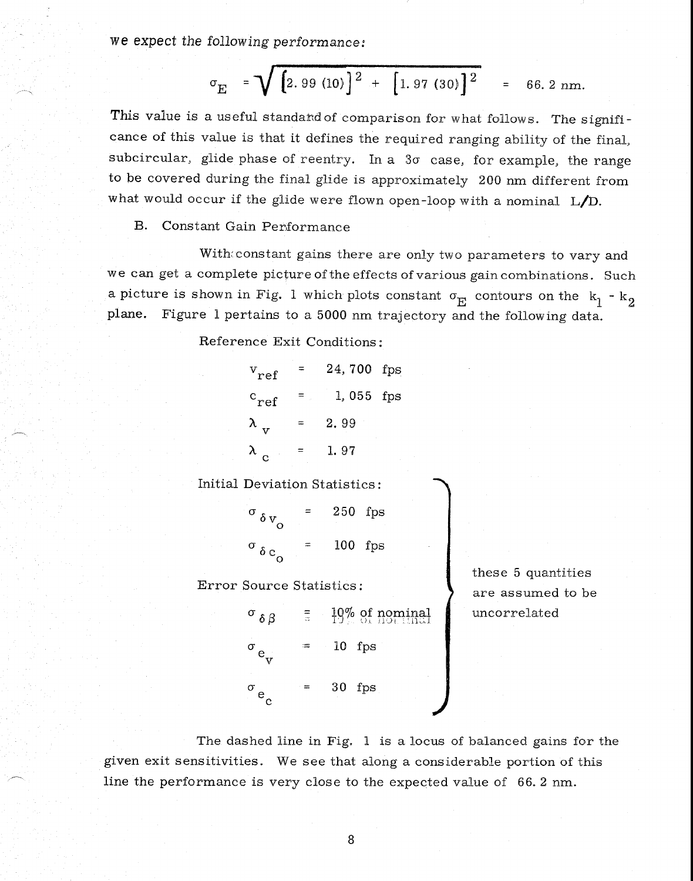we expect the following performance:

$$\sigma_E = \sqrt{\left[2.99\ (10)\right]^2 + \left[1.97\ (30)\right]^2} = 66.2\ nm.$$

This value is a useful standard of comparison for what follows. The significance of this value is that it defines the required ranging ability of the final, subcircular, glide phase of reentry. In a $3\sigma$ case, for example, the range to be covered during the final glide is approximately 200 nm different from what would occur if the glide were flown open-loop with a nominal L/D.

B. Constant Gain Performance

With constant gains there are only two parameters to vary and we can get a complete picture of the effects of various gain combinations. Such a picture is shown in Fig. 1 which plots constant $\sigma_E$ contours on the $k_1$ - $k_2$ plane. Figure 1 pertains to a 5000 nm trajectory and the following data.

Reference Exit Conditions:

$$v_{ref} = 24,700 \text{ fps}$$

$$c_{ref} = 1,055 \text{ fps}$$

$$\lambda_v = 2.99$$

$$\lambda_c = 1.97$$

Initial Deviation Statistics:

$$\sigma_{\delta v_o} = 250 \text{ fps}$$

$$\sigma_{\delta c_o} = 100 \text{ fps}$$

Error Source Statistics:

$$\sigma_{\delta \beta} = 10\% \text{ of nominal}$$

$$\sigma_{e_v} = 10 \text{ fps}$$

$$\sigma_{e_c} = 30 \text{ fps}$$

(these 5 quantities are assumed to be uncorrelated)

The dashed line in Fig. 1 is a locus of balanced gains for the given exit sensitivities. We see that along a considerable portion of this line the performance is very close to the expected value of 66.2 nm.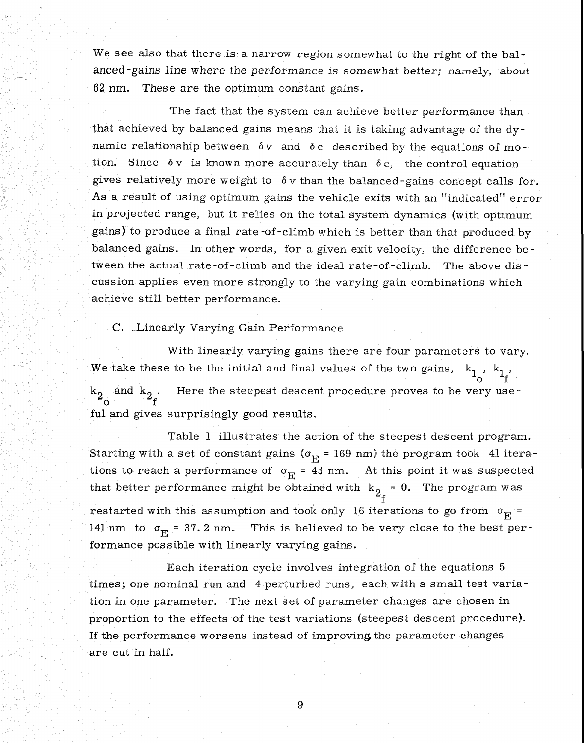We see also that there is a narrow region somewhat to the right of the balanced-gains line where the performance is somewhat better; namely, about 62 nm. These are the optimum constant gains.

The fact that the system can achieve better performance than that achieved by balanced gains means that it is taking advantage of the dynamic relationship between $\delta v$ and $\delta c$ described by the equations of motion. Since $\delta v$ is known more accurately than $\delta c$, the control equation gives relatively more weight to $\delta v$ than the balanced-gains concept calls for. As a result of using optimum gains the vehicle exits with an "indicated" error in projected range, but it relies on the total system dynamics (with optimum gains) to produce a final rate-of-climb which is better than that produced by balanced gains. In other words, for a given exit velocity, the difference between the actual rate-of-climb and the ideal rate-of-climb. The above discussion applies even more strongly to the varying gain combinations which achieve still better performance.

## C. Linearly Varying Gain Performance

With linearly varying gains there are four parameters to vary. We take these to be the initial and final values of the two gains, $k_{1_o}$, $k_{1_f}$, $k_{2_o}$ and $k_{2_f}$. Here the steepest descent procedure proves to be very useful and gives surprisingly good results.

Table 1 illustrates the action of the steepest descent program. Starting with a set of constant gains ($\sigma_E$ = 169 nm) the program took 41 iterations to reach a performance of $\sigma_E$ = 43 nm. At this point it was suspected that better performance might be obtained with $k_{2_f} = 0$. The program was restarted with this assumption and took only 16 iterations to go from $\sigma_E$ = 141 nm to $\sigma_E$ = 37.2 nm. This is believed to be very close to the best performance possible with linearly varying gains.

Each iteration cycle involves integration of the equations 5 times; one nominal run and 4 perturbed runs, each with a small test variation in one parameter. The next set of parameter changes are chosen in proportion to the effects of the test variations (steepest descent procedure). If the performance worsens instead of improving the parameter changes are cut in half.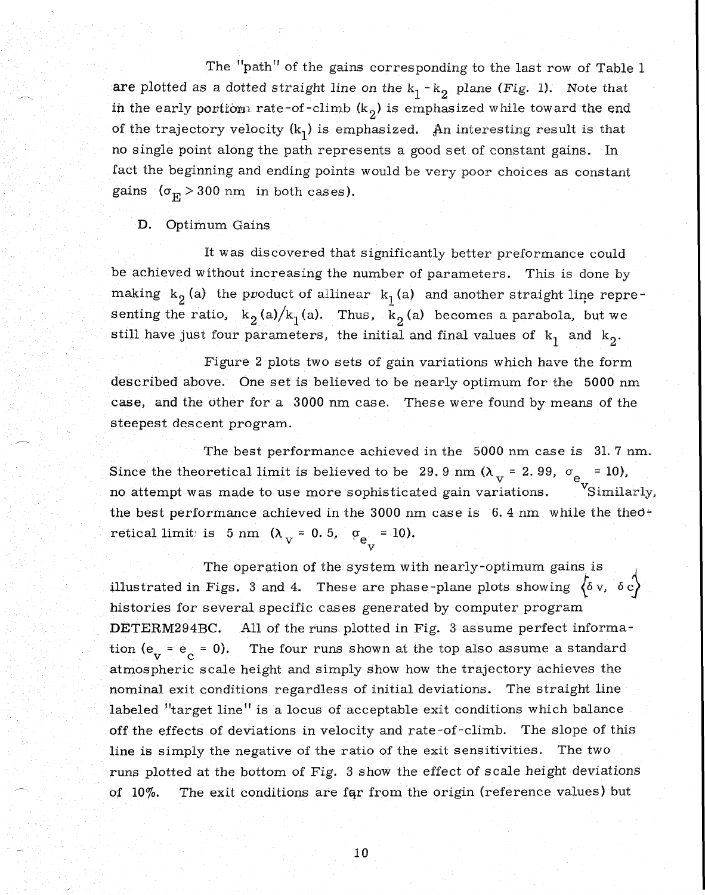The "path" of the gains corresponding to the last row of Table 1 are plotted as a dotted straight line on the $k_1 - k_2$ plane (Fig. 1). Note that in the early portion rate-of-climb ($k_2$) is emphasized while toward the end of the trajectory velocity ($k_1$) is emphasized. An interesting result is that no single point along the path represents a good set of constant gains. In fact the beginning and ending points would be very poor choices as constant gains ($\sigma_E > 300$ nm in both cases).

D. Optimum Gains

It was discovered that significantly better preformance could be achieved without increasing the number of parameters. This is done by making $k_2(a)$ the product of a linear $k_1(a)$ and another straight line representing the ratio, $k_2(a)/k_1(a)$. Thus, $k_2(a)$ becomes a parabola, but we still have just four parameters, the initial and final values of $k_1$ and $k_2$.

Figure 2 plots two sets of gain variations which have the form described above. One set is believed to be nearly optimum for the 5000 nm case, and the other for a 3000 nm case. These were found by means of the steepest descent program.

The best performance achieved in the 5000 nm case is 31.7 nm. Since the theoretical limit is believed to be 29.9 nm ($\lambda_v = 2.99$, $\sigma_{e_v} = 10$), no attempt was made to use more sophisticated gain variations. Similarly, the best performance achieved in the 3000 nm case is 6.4 nm while the theoretical limit is 5 nm ($\lambda_v = 0.5$, $\sigma_{e_v} = 10$).

The operation of the system with nearly-optimum gains is illustrated in Figs. 3 and 4. These are phase-plane plots showing $\{\delta v, \delta c\}$ histories for several specific cases generated by computer program DETERM294BC. All of the runs plotted in Fig. 3 assume perfect information ($e_v = e_c = 0$). The four runs shown at the top also assume a standard atmospheric scale height and simply show how the trajectory achieves the nominal exit conditions regardless of initial deviations. The straight line labeled "target line" is a locus of acceptable exit conditions which balance off the effects of deviations in velocity and rate-of-climb. The slope of this line is simply the negative of the ratio of the exit sensitivities. The two runs plotted at the bottom of Fig. 3 show the effect of scale height deviations of 10%. The exit conditions are far from the origin (reference values) but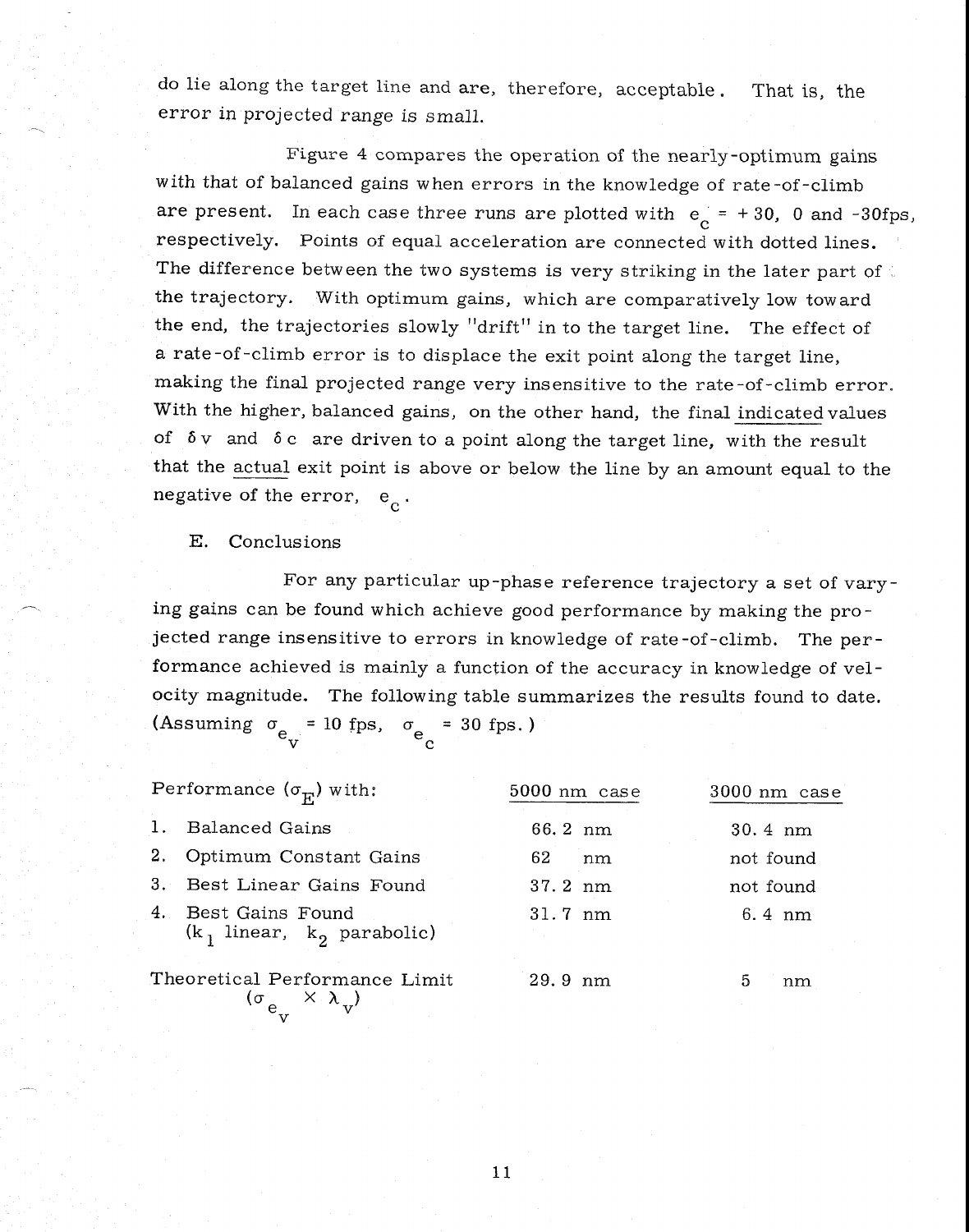do lie along the target line and are, therefore, acceptable. That is, the error in projected range is small.

Figure 4 compares the operation of the nearly-optimum gains with that of balanced gains when errors in the knowledge of rate-of-climb are present. In each case three runs are plotted with $e_c$ = + 30, 0 and -30fps, respectively. Points of equal acceleration are connected with dotted lines. The difference between the two systems is very striking in the later part of the trajectory. With optimum gains, which are comparatively low toward the end, the trajectories slowly "drift" in to the target line. The effect of a rate-of-climb error is to displace the exit point along the target line, making the final projected range very insensitive to the rate-of-climb error. With the higher, balanced gains, on the other hand, the final indicated values of $\delta v$ and $\delta c$ are driven to a point along the target line, with the result that the actual exit point is above or below the line by an amount equal to the negative of the error, $e_c$.

## E. Conclusions

For any particular up-phase reference trajectory a set of varying gains can be found which achieve good performance by making the projected range insensitive to errors in knowledge of rate-of-climb. The performance achieved is mainly a function of the accuracy in knowledge of velocity magnitude. The following table summarizes the results found to date. (Assuming $\sigma_{e_v}$ = 10 fps, $\sigma_{e_c}$ = 30 fps.)

| Performance ($\sigma_E$) with: | 5000 nm case | 3000 nm case |
|---|---|---|
| 1. Balanced Gains | 66.2 nm | 30.4 nm |
| 2. Optimum Constant Gains | 62 nm | not found |
| 3. Best Linear Gains Found | 37.2 nm | not found |
| 4. Best Gains Found ($k_1$ linear, $k_2$ parabolic) | 31.7 nm | 6.4 nm |
| Theoretical Performance Limit ($\sigma_{e_v} \times \lambda_v$) | 29.9 nm | 5 nm |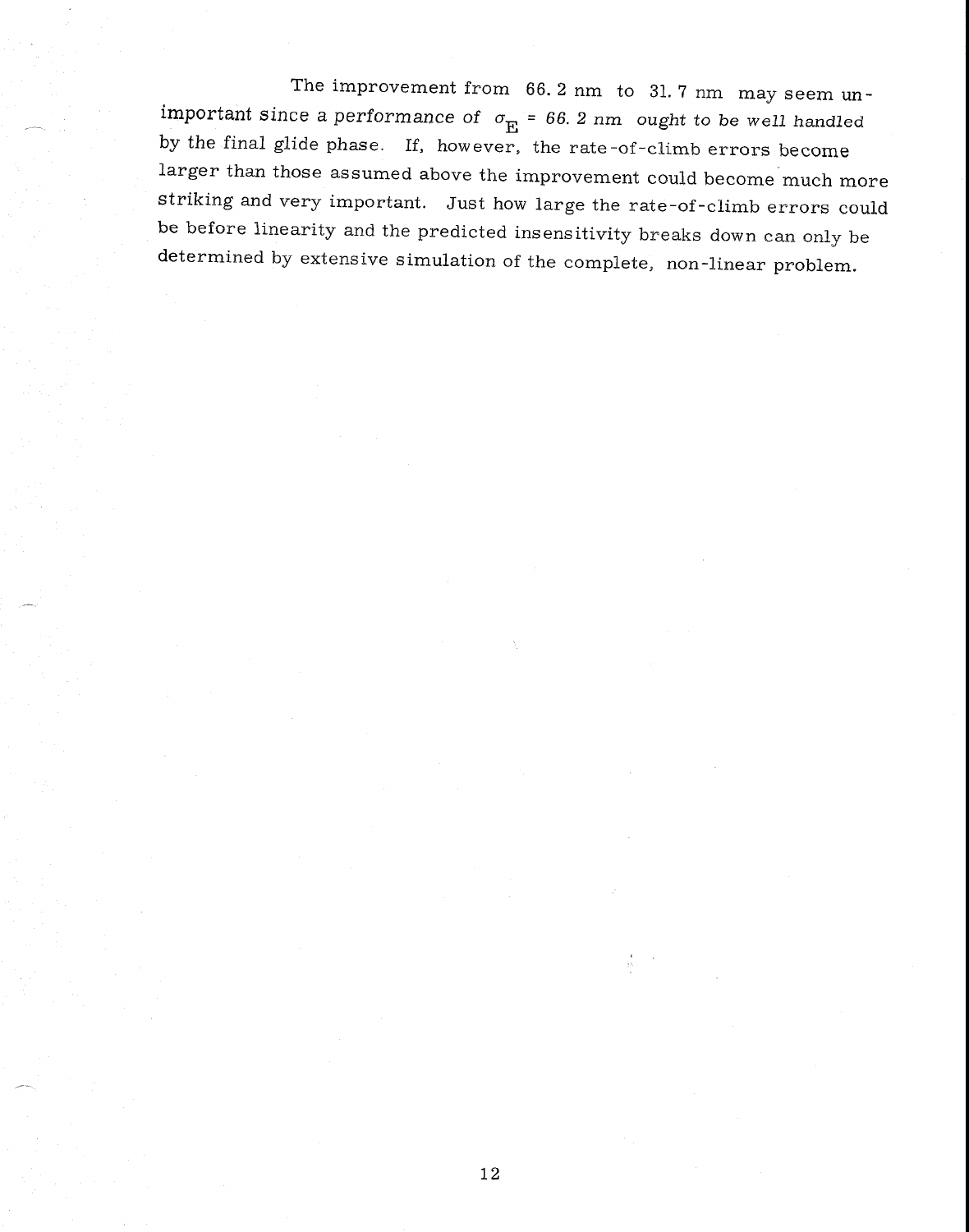The improvement from 66.2 nm to 31.7 nm may seem unimportant since a performance of $\sigma_E$ = 66.2 nm ought to be well handled by the final glide phase. If, however, the rate-of-climb errors become larger than those assumed above the improvement could become much more striking and very important. Just how large the rate-of-climb errors could be before linearity and the predicted insensitivity breaks down can only be determined by extensive simulation of the complete, non-linear problem.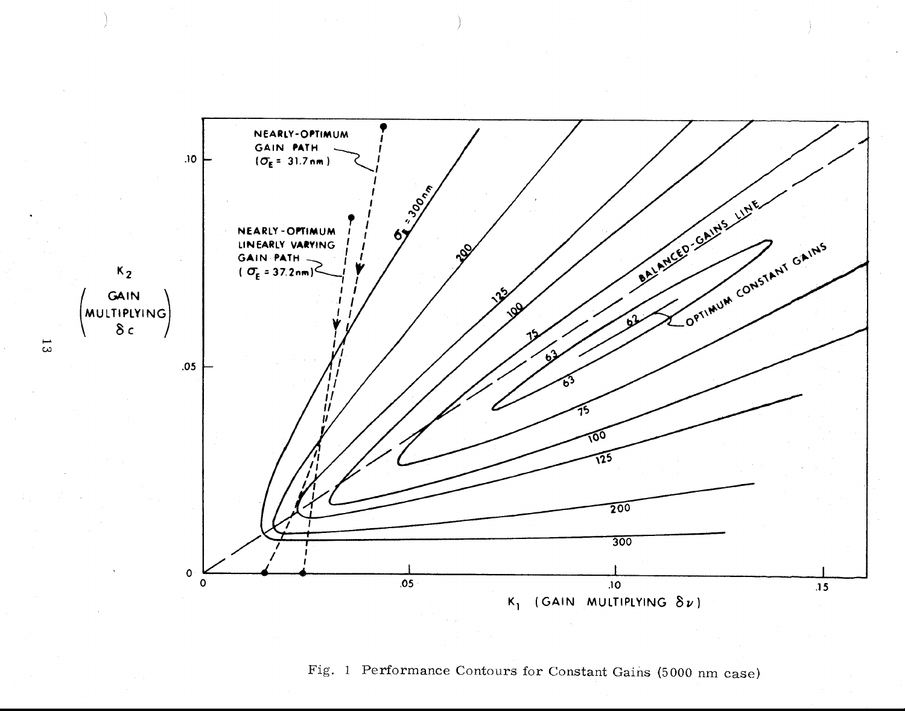Fig. 1 Performance Contours for Constant Gains (5000 nm case)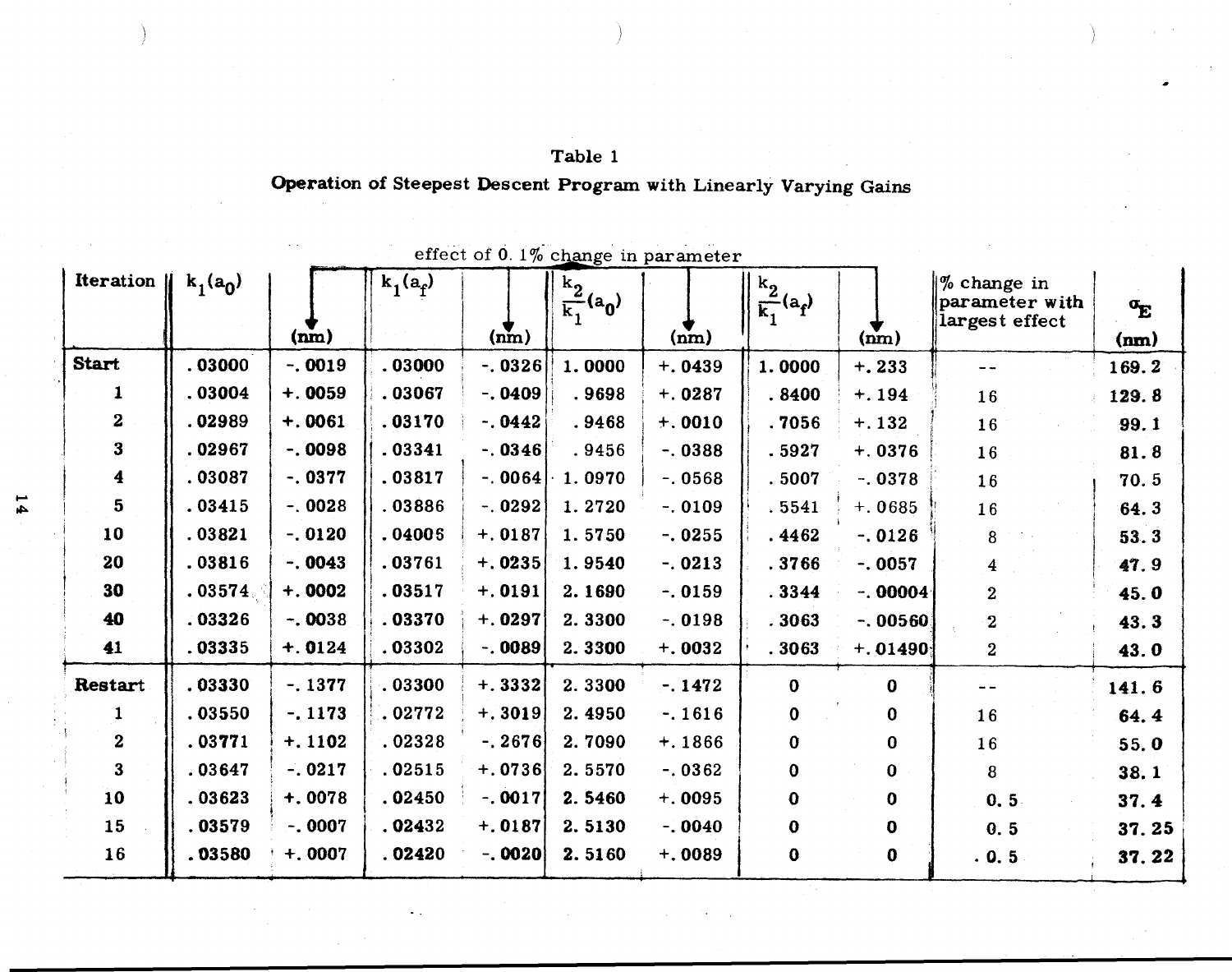## Table 1

**Operation of Steepest Descent Program with Linearly Varying Gains**

| Iteration | $k_1(a_0)$ | effect of 0.1% change in parameter (nm) | $k_1(a_f)$ | effect of 0.1% change in parameter (nm) | $\frac{k_2}{k_1}(a_0)$ | effect of 0.1% change in parameter (nm) | $\frac{k_2}{k_1}(a_f)$ | effect of 0.1% change in parameter (nm) | % change in parameter with largest effect | $\sigma_E$ (nm) |
|---|---|---|---|---|---|---|---|---|---|---|
| **Start** | .03000 | -.0019 | .03000 | -.0326 | 1.0000 | +.0439 | 1.0000 | +.233 | -- | 169.2 |
| 1 | .03004 | +.0059 | .03067 | -.0409 | .9698 | +.0287 | .8400 | +.194 | 16 | 129.8 |
| 2 | .02989 | +.0061 | .03170 | -.0442 | .9468 | +.0010 | .7056 | +.132 | 16 | 99.1 |
| 3 | .02967 | -.0098 | .03341 | -.0346 | .9456 | -.0388 | .5927 | +.0376 | 16 | 81.8 |
| 4 | .03087 | -.0377 | .03817 | -.0064 | 1.0970 | -.0568 | .5007 | -.0378 | 16 | 70.5 |
| 5 | .03415 | -.0028 | .03886 | -.0292 | 1.2720 | -.0109 | .5541 | +.0685 | 16 | 64.3 |
| 10 | .03821 | -.0120 | .04005 | +.0187 | 1.5750 | -.0255 | .4462 | -.0126 | 8 | 53.3 |
| 20 | .03816 | -.0043 | .03761 | +.0235 | 1.9540 | -.0213 | .3766 | -.0057 | 4 | 47.9 |
| 30 | .03574 | +.0002 | .03517 | +.0191 | 2.1690 | -.0159 | .3344 | -.00004 | 2 | 45.0 |
| 40 | .03326 | -.0038 | .03370 | +.0297 | 2.3300 | -.0198 | .3063 | -.00560 | 2 | 43.3 |
| 41 | .03335 | +.0124 | .03302 | -.0089 | 2.3300 | +.0032 | .3063 | +.01490 | 2 | 43.0 |
| **Restart** | .03330 | -.1377 | .03300 | +.3332 | 2.3300 | -.1472 | 0 | 0 | -- | 141.6 |
| 1 | .03550 | -.1173 | .02772 | +.3019 | 2.4950 | -.1616 | 0 | 0 | 16 | 64.4 |
| 2 | .03771 | +.1102 | .02328 | -.2676 | 2.7090 | +.1866 | 0 | 0 | 16 | 55.0 |
| 3 | .03647 | -.0217 | .02515 | +.0736 | 2.5570 | -.0362 | 0 | 0 | 8 | 38.1 |
| 10 | .03623 | +.0078 | .02450 | -.0017 | 2.5460 | +.0095 | 0 | 0 | 0.5 | 37.4 |
| 15 | .03579 | -.0007 | .02432 | +.0187 | 2.5130 | -.0040 | 0 | 0 | 0.5 | 37.25 |
| 16 | .03580 | +.0007 | .02420 | -.0020 | 2.5160 | +.0089 | 0 | 0 | 0.5 | 37.22 |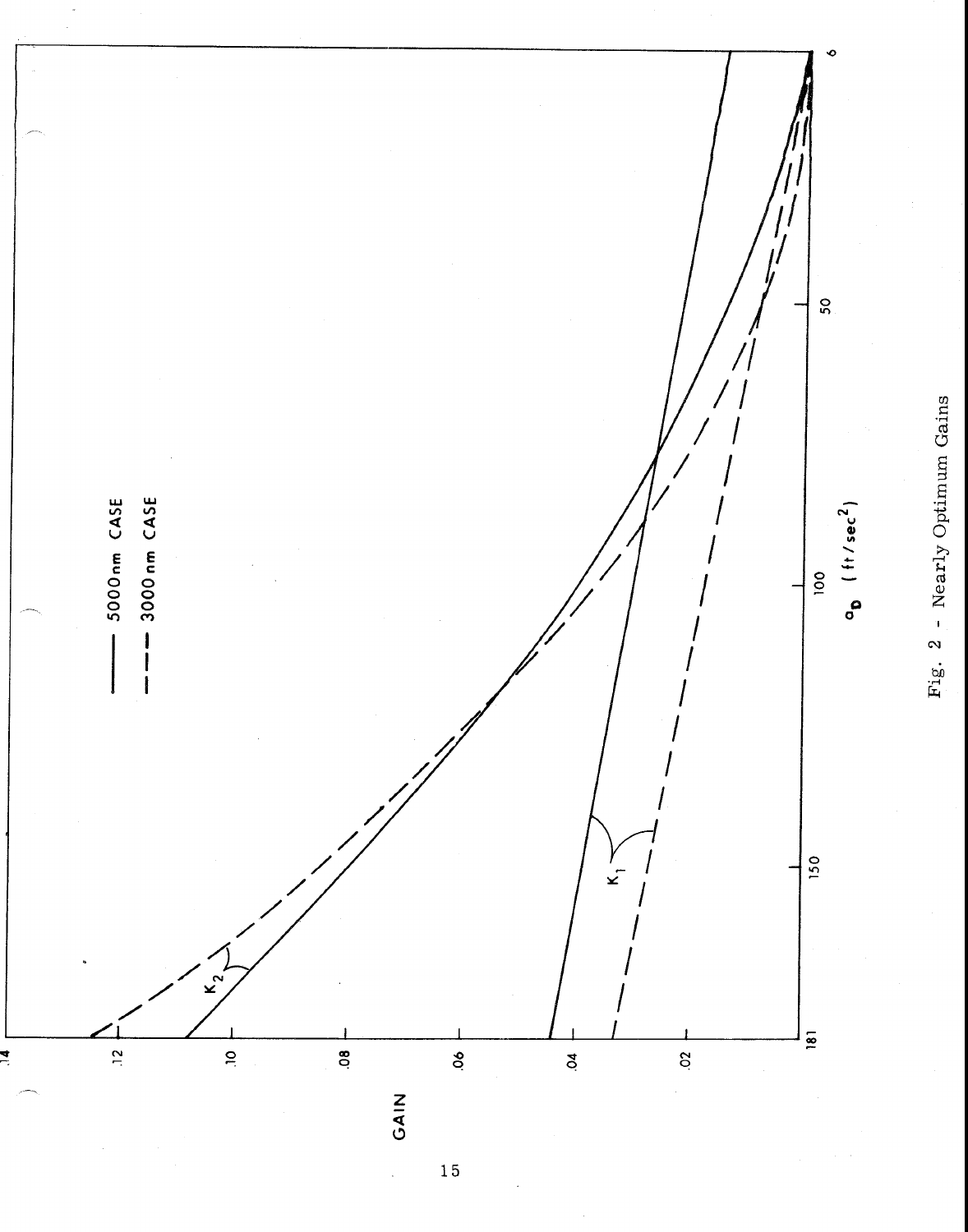Fig. 2 - Nearly Optimum Gains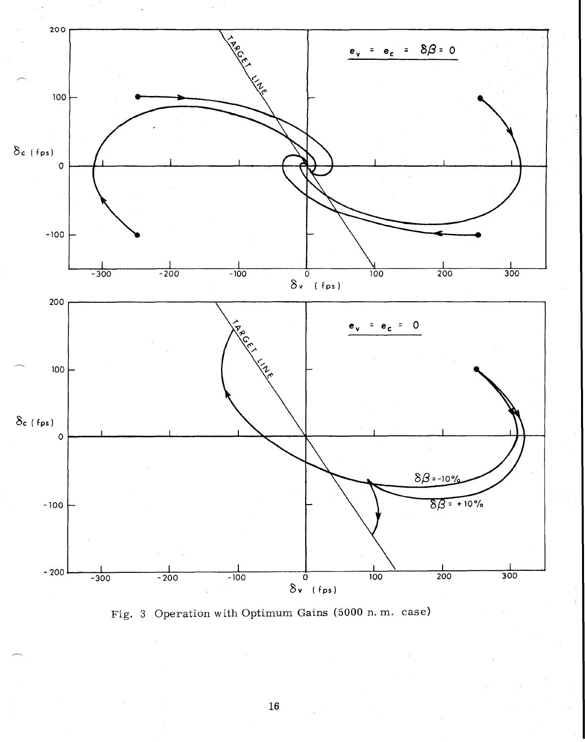Fig. 3 Operation with Optimum Gains (5000 n. m. case)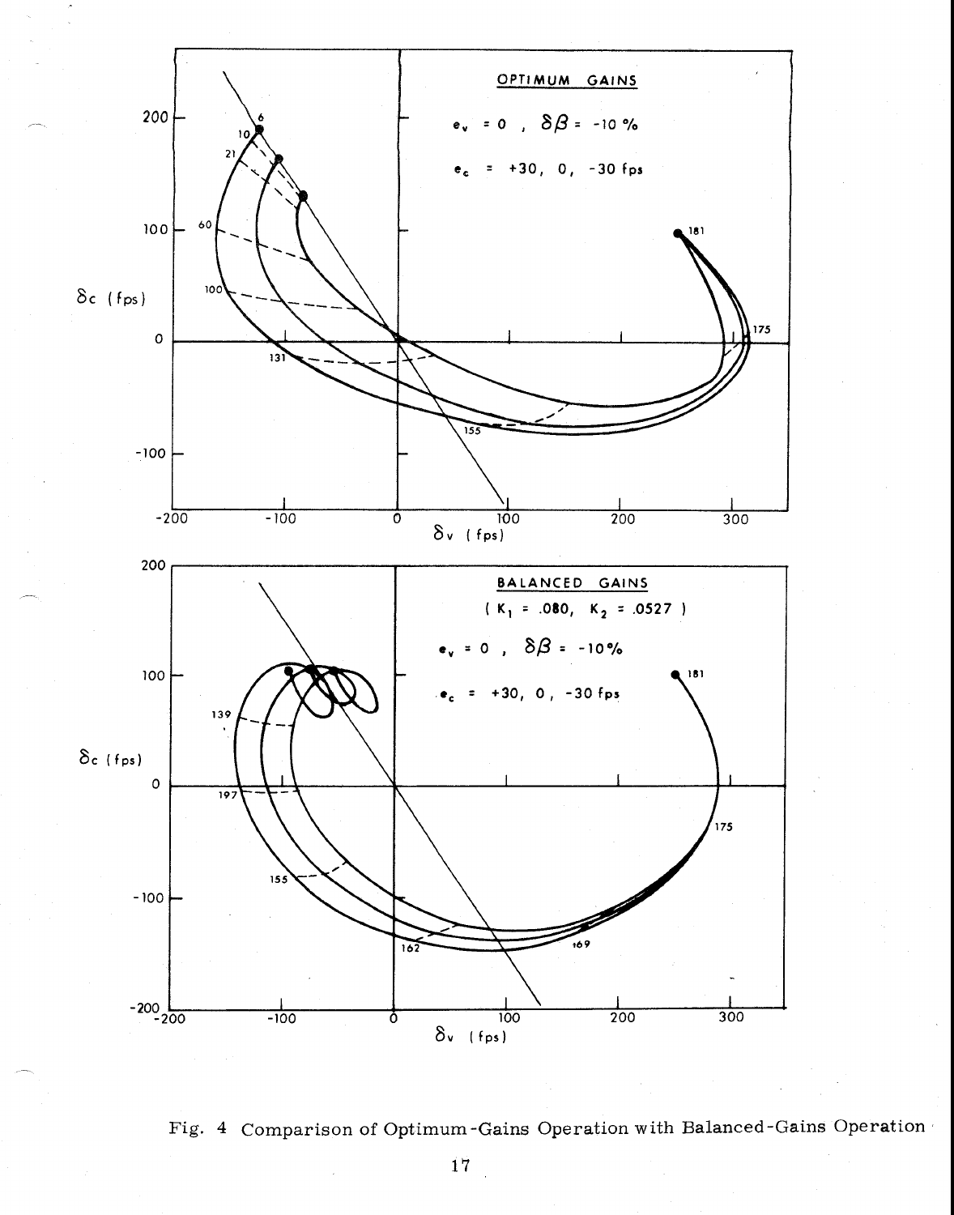Fig. 4 Comparison of Optimum-Gains Operation with Balanced-Gains Operation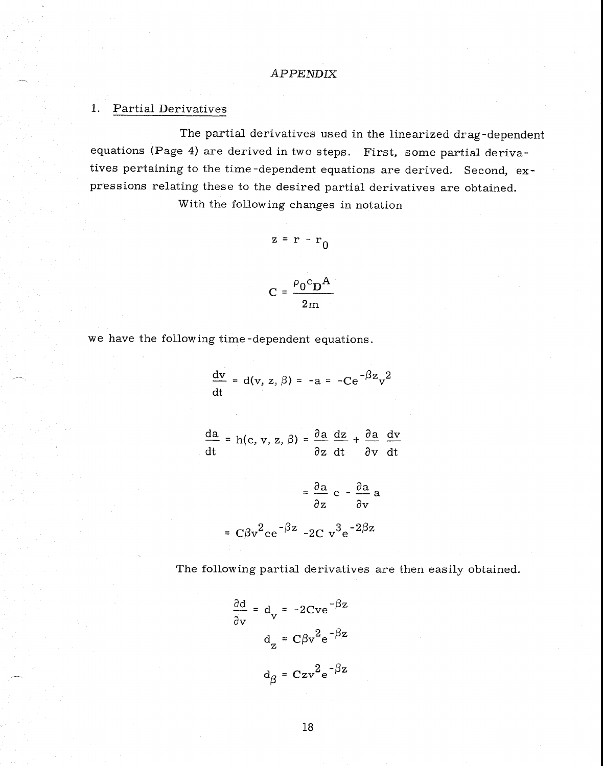## APPENDIX

### 1. Partial Derivatives

The partial derivatives used in the linearized drag-dependent equations (Page 4) are derived in two steps. First, some partial derivatives pertaining to the time-dependent equations are derived. Second, expressions relating these to the desired partial derivatives are obtained.

With the following changes in notation

$$z = r - r_0$$

$$C = \frac{\rho_0 c_D A}{2m}$$

we have the following time-dependent equations.

$$\frac{dv}{dt} = d(v, z, \beta) = -a = -Ce^{-\beta z} v^2$$

$$\frac{da}{dt} = h(c, v, z, \beta) = \frac{\partial a}{\partial z}\frac{dz}{dt} + \frac{\partial a}{\partial v}\frac{dv}{dt}$$

$$= \frac{\partial a}{\partial z} c - \frac{\partial a}{\partial v} a$$

$$= C\beta v^2 c e^{-\beta z} - 2C\, v^3 e^{-2\beta z}$$

The following partial derivatives are then easily obtained.

$$\frac{\partial d}{\partial v} = d_v = -2Cve^{-\beta z}$$

$$d_z = C\beta v^2 e^{-\beta z}$$

$$d_\beta = Czv^2 e^{-\beta z}$$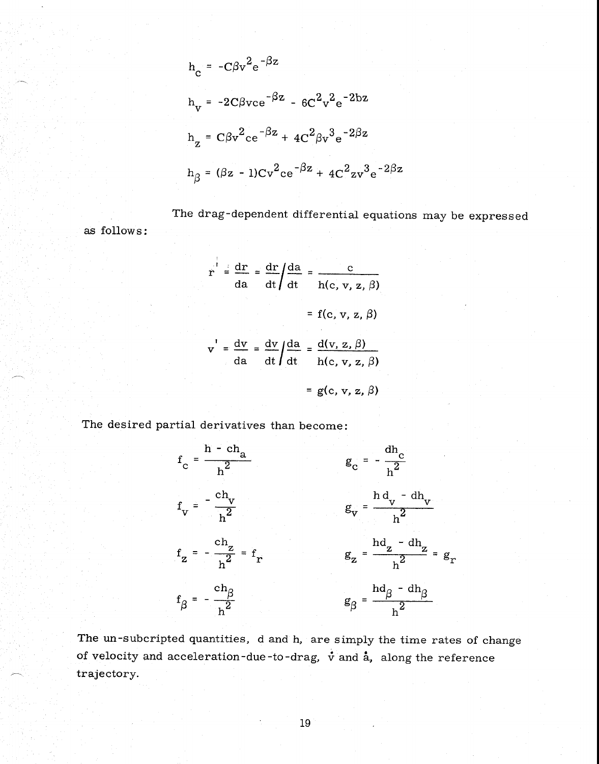$$h_c = -C\beta v^2 e^{-\beta z}$$

$$h_v = -2C\beta vce^{-\beta z} - 6C^2v^2e^{-2bz}$$

$$h_z = C\beta v^2ce^{-\beta z} + 4C^2\beta v^3e^{-2\beta z}$$

$$h_\beta = (\beta z - 1)Cv^2ce^{-\beta z} + 4C^2zv^3e^{-2\beta z}$$

The drag-dependent differential equations may be expressed as follows:

$$r' = \frac{dr}{da} = \frac{dr}{dt}\Big/\frac{da}{dt} = \frac{c}{h(c, v, z, \beta)}$$

$$= f(c, v, z, \beta)$$

$$v' = \frac{dv}{da} = \frac{dv}{dt}\Big/\frac{da}{dt} = \frac{d(v, z, \beta)}{h(c, v, z, \beta)}$$

$$= g(c, v, z, \beta)$$

The desired partial derivatives than become:

$$f_c = \frac{h - ch_a}{h^2} \qquad g_c = -\frac{dh_c}{h^2}$$

$$f_v = -\frac{ch_v}{h^2} \qquad g_v = \frac{hd_v - dh_v}{h^2}$$

$$f_z = -\frac{ch_z}{h^2} = f_r \qquad g_z = \frac{hd_z - dh_z}{h^2} = g_r$$

$$f_\beta = -\frac{ch_\beta}{h^2} \qquad g_\beta = \frac{hd_\beta - dh_\beta}{h^2}$$

The un-subcripted quantities, d and h, are simply the time rates of change of velocity and acceleration-due-to-drag, $\dot{v}$ and $\dot{a}$, along the reference trajectory.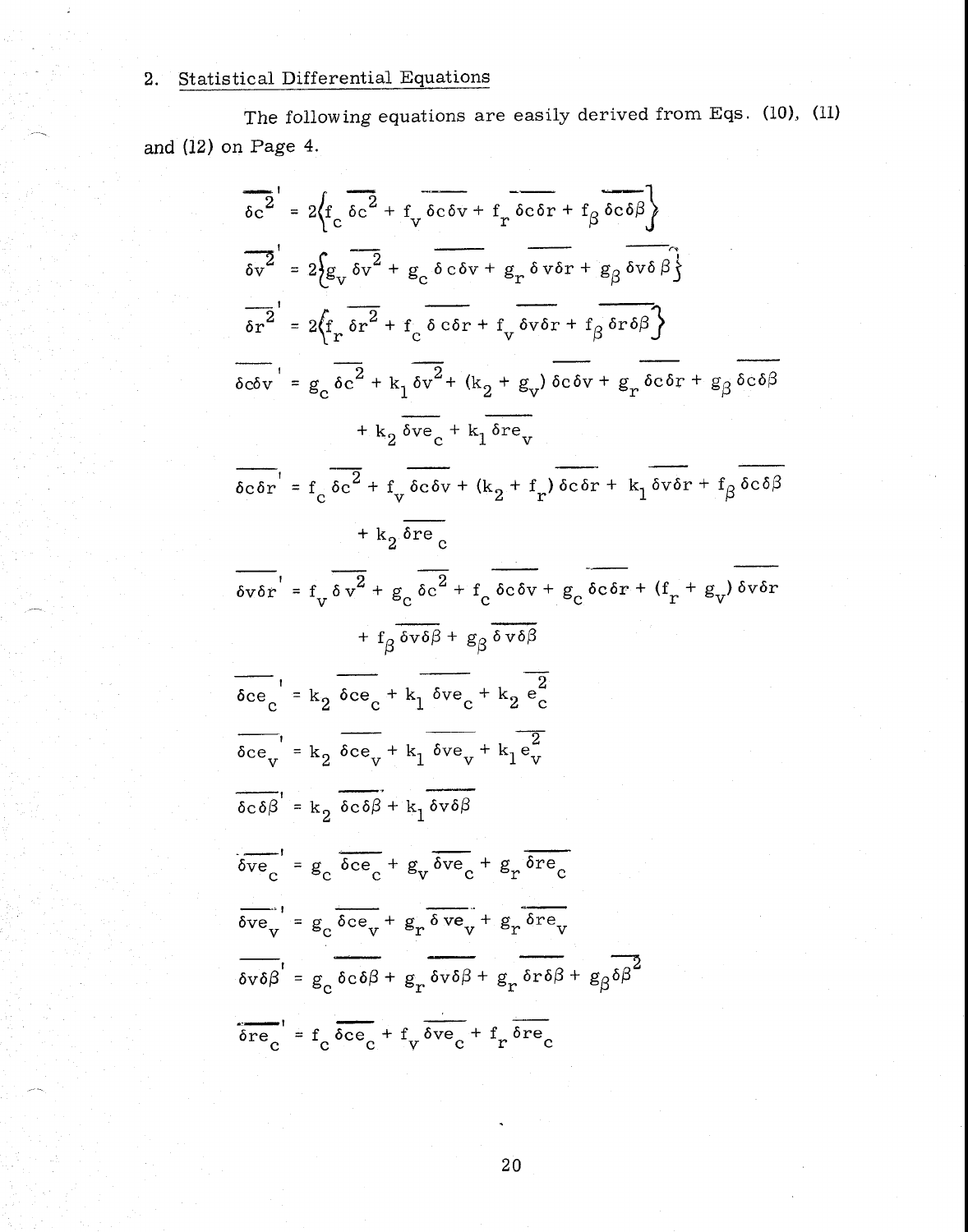## 2. Statistical Differential Equations

The following equations are easily derived from Eqs. (10), (11) and (12) on Page 4.

$$\overline{\delta c^2}' = 2\left\{f_c \overline{\delta c^2} + f_v \overline{\delta c \delta v} + f_r \overline{\delta c \delta r} + f_\beta \overline{\delta c \delta \beta}\right\}$$

$$\overline{\delta v^2}' = 2\left\{g_v \overline{\delta v^2} + g_c \overline{\delta c \delta v} + g_r \overline{\delta v \delta r} + g_\beta \overline{\delta v \delta \beta}\right\}$$

$$\overline{\delta r^2}' = 2\left\{f_r \overline{\delta r^2} + f_c \overline{\delta c \delta r} + f_v \overline{\delta v \delta r} + f_\beta \overline{\delta r \delta \beta}\right\}$$

$$\overline{\delta c \delta v}' = g_c \overline{\delta c^2} + k_1 \overline{\delta v^2} + (k_2 + g_v) \overline{\delta c \delta v} + g_r \overline{\delta c \delta r} + g_\beta \overline{\delta c \delta \beta} + k_2 \overline{\delta v e_c} + k_1 \overline{\delta r e_v}$$

$$\overline{\delta c \delta r}' = f_c \overline{\delta c^2} + f_v \overline{\delta c \delta v} + (k_2 + f_r) \overline{\delta c \delta r} + k_1 \overline{\delta v \delta r} + f_\beta \overline{\delta c \delta \beta} + k_2 \overline{\delta r e_c}$$

$$\overline{\delta v \delta r}' = f_v \overline{\delta v^2} + g_c \overline{\delta c^2} + f_c \overline{\delta c \delta v} + g_c \overline{\delta c \delta r} + (f_r + g_v) \overline{\delta v \delta r} + f_\beta \overline{\delta v \delta \beta} + g_\beta \overline{\delta v \delta \beta}$$

$$\overline{\delta c e_c}' = k_2 \overline{\delta c e_c} + k_1 \overline{\delta v e_c} + k_2 \overline{e_c^2}$$

$$\overline{\delta c e_v}' = k_2 \overline{\delta c e_v} + k_1 \overline{\delta v e_v} + k_1 \overline{e_v^2}$$

$$\overline{\delta c \delta \beta}' = k_2 \overline{\delta c \delta \beta} + k_1 \overline{\delta v \delta \beta}$$

$$\overline{\delta v e_c}' = g_c \overline{\delta c e_c} + g_v \overline{\delta v e_c} + g_r \overline{\delta r e_c}$$

$$\overline{\delta v e_v}' = g_c \overline{\delta c e_v} + g_r \overline{\delta v e_v} + g_r \overline{\delta r e_v}$$

$$\overline{\delta v \delta \beta}' = g_c \overline{\delta c \delta \beta} + g_r \overline{\delta v \delta \beta} + g_r \overline{\delta r \delta \beta} + g_\beta \overline{\delta \beta^2}$$

$$\overline{\delta r e_c}' = f_c \overline{\delta c e_c} + f_v \overline{\delta v e_c} + f_r \overline{\delta r e_c}$$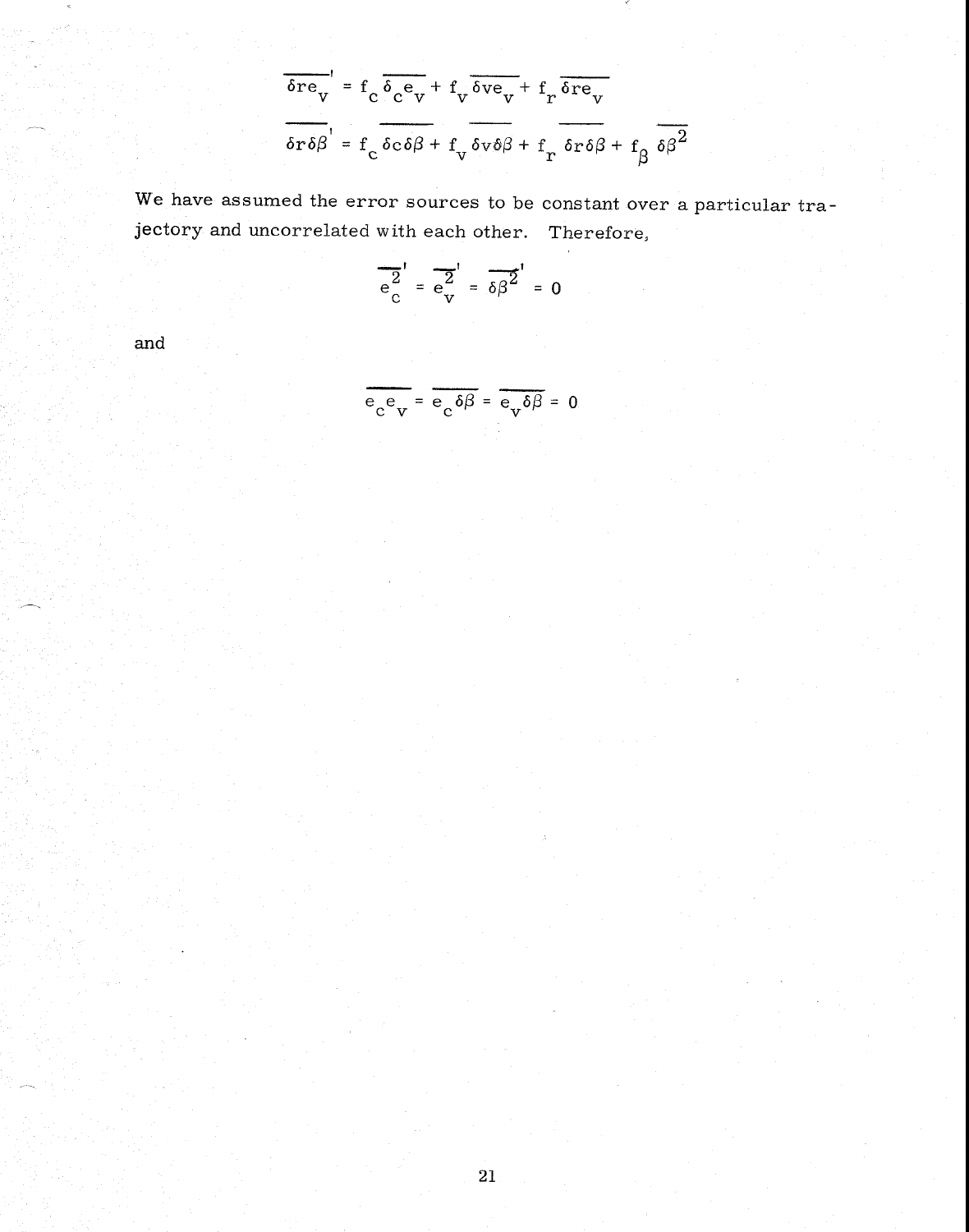$$\overline{\delta r e_v}' = f_c \overline{\delta_c e_v} + f_v \overline{\delta v e_v} + f_r \overline{\delta r e_v}$$

$$\overline{\delta r \delta \beta}' = f_c \overline{\delta c \delta \beta} + f_v \overline{\delta v \delta \beta} + f_r \overline{\delta r \delta \beta} + f_\beta \overline{\delta \beta^2}$$

We have assumed the error sources to be constant over a particular trajectory and uncorrelated with each other. Therefore,

$$\overline{e_c^2}' = \overline{e_v^2}' = \overline{\delta \beta^2}' = 0$$

and

$$\overline{e_c e_v} = \overline{e_c \delta \beta} = \overline{e_v \delta \beta} = 0$$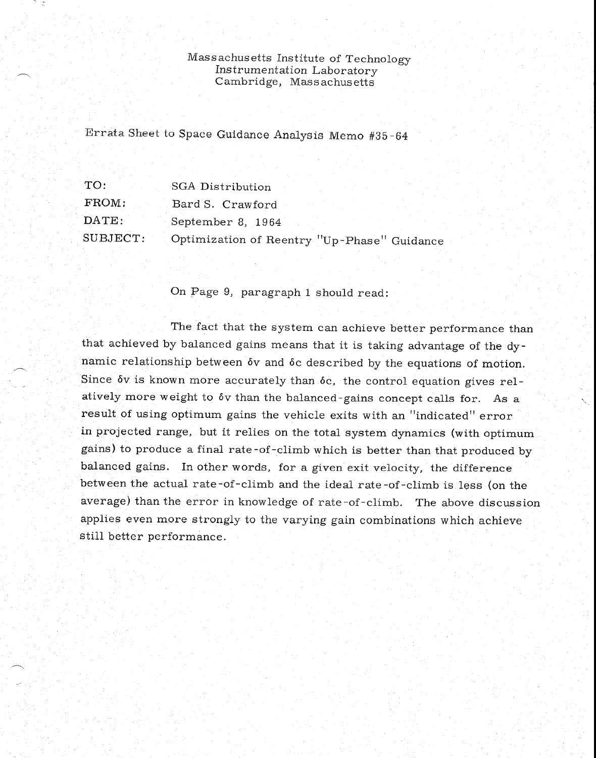Massachusetts Institute of Technology
Instrumentation Laboratory
Cambridge, Massachusetts

Errata Sheet to Space Guidance Analysis Memo #35-64

TO: SGA Distribution

FROM: Bard S. Crawford

DATE: September 8, 1964

SUBJECT: Optimization of Reentry "Up-Phase" Guidance

On Page 9, paragraph 1 should read:

The fact that the system can achieve better performance than that achieved by balanced gains means that it is taking advantage of the dynamic relationship between $\delta v$ and $\delta c$ described by the equations of motion. Since $\delta v$ is known more accurately than $\delta c$, the control equation gives relatively more weight to $\delta v$ than the balanced-gains concept calls for. As a result of using optimum gains the vehicle exits with an "indicated" error in projected range, but it relies on the total system dynamics (with optimum gains) to produce a final rate-of-climb which is better than that produced by balanced gains. In other words, for a given exit velocity, the difference between the actual rate-of-climb and the ideal rate-of-climb is less (on the average) than the error in knowledge of rate-of-climb. The above discussion applies even more strongly to the varying gain combinations which achieve still better performance.